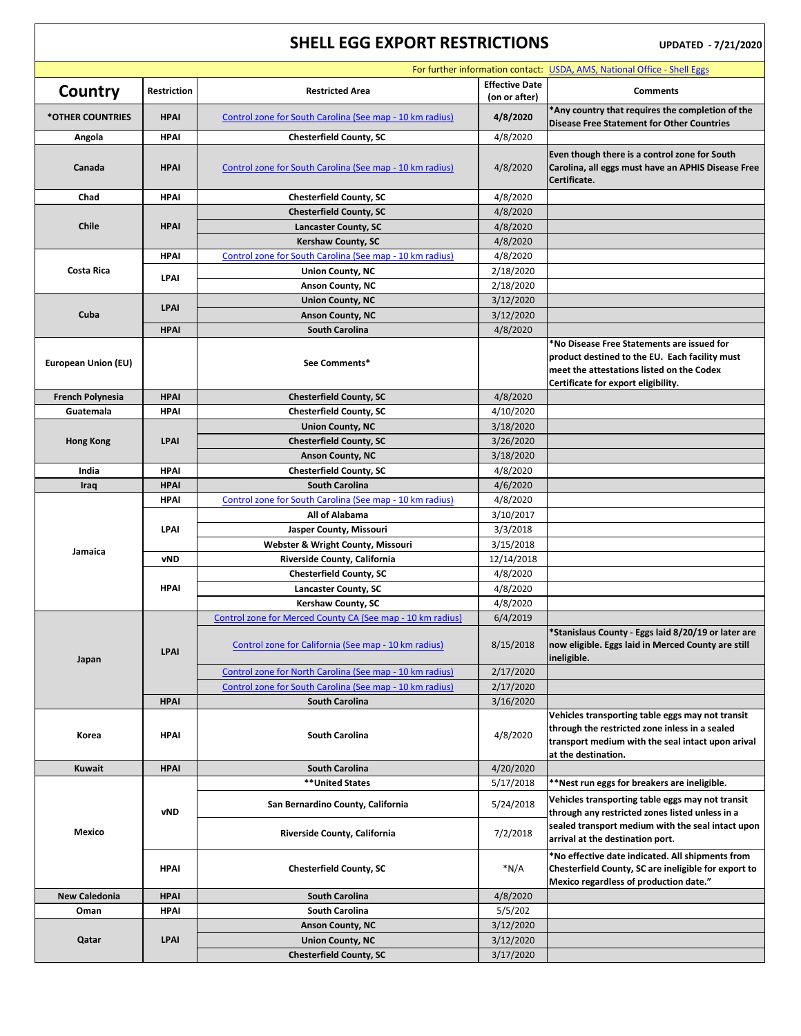# SHELL EGG EXPORT RESTRICTIONS

**UPDATED - 7/21/2020**

For further information contact: USDA, AMS, National Office - Shell Eggs

| Country | Restriction | Restricted Area | Effective Date (on or after) | Comments |
|---|---|---|---|---|
| *OTHER COUNTRIES | HPAI | Control zone for South Carolina (See map - 10 km radius) | 4/8/2020 | *Any country that requires the completion of the Disease Free Statement for Other Countries |
| Angola | HPAI | Chesterfield County, SC | 4/8/2020 | |
| Canada | HPAI | Control zone for South Carolina (See map - 10 km radius) | 4/8/2020 | Even though there is a control zone for South Carolina, all eggs must have an APHIS Disease Free Certificate. |
| Chad | HPAI | Chesterfield County, SC | 4/8/2020 | |
| Chile | HPAI | Chesterfield County, SC | 4/8/2020 | |
| | | Lancaster County, SC | 4/8/2020 | |
| | | Kershaw County, SC | 4/8/2020 | |
| Costa Rica | HPAI | Control zone for South Carolina (See map - 10 km radius) | 4/8/2020 | |
| | LPAI | Union County, NC | 2/18/2020 | |
| | | Anson County, NC | 2/18/2020 | |
| Cuba | LPAI | Union County, NC | 3/12/2020 | |
| | | Anson County, NC | 3/12/2020 | |
| | HPAI | South Carolina | 4/8/2020 | |
| European Union (EU) | | See Comments* | | *No Disease Free Statements are issued for product destined to the EU. Each facility must meet the attestations listed on the Codex Certificate for export eligibility. |
| French Polynesia | HPAI | Chesterfield County, SC | 4/8/2020 | |
| Guatemala | HPAI | Chesterfield County, SC | 4/10/2020 | |
| Hong Kong | LPAI | Union County, NC | 3/18/2020 | |
| | | Chesterfield County, SC | 3/26/2020 | |
| | | Anson County, NC | 3/18/2020 | |
| India | HPAI | Chesterfield County, SC | 4/8/2020 | |
| Iraq | HPAI | South Carolina | 4/6/2020 | |
| Jamaica | HPAI | Control zone for South Carolina (See map - 10 km radius) | 4/8/2020 | |
| | LPAI | All of Alabama | 3/10/2017 | |
| | | Jasper County, Missouri | 3/3/2018 | |
| | | Webster & Wright County, Missouri | 3/15/2018 | |
| | vND | Riverside County, California | 12/14/2018 | |
| | HPAI | Chesterfield County, SC | 4/8/2020 | |
| | | Lancaster County, SC | 4/8/2020 | |
| | | Kershaw County, SC | 4/8/2020 | |
| Japan | LPAI | Control zone for Merced County CA (See map - 10 km radius) | 6/4/2019 | |
| | | Control zone for California (See map - 10 km radius) | 8/15/2018 | *Stanislaus County - Eggs laid 8/20/19 or later are now eligible. Eggs laid in Merced County are still ineligible. |
| | | Control zone for North Carolina (See map - 10 km radius) | 2/17/2020 | |
| | | Control zone for South Carolina (See map - 10 km radius) | 2/17/2020 | |
| | HPAI | South Carolina | 3/16/2020 | |
| Korea | HPAI | South Carolina | 4/8/2020 | Vehicles transporting table eggs may not transit through the restricted zone inless in a sealed transport medium with the seal intact upon arival at the destination. |
| Kuwait | HPAI | South Carolina | 4/20/2020 | |
| Mexico | vND | **United States | 5/17/2018 | **Nest run eggs for breakers are ineligible. |
| | | San Bernardino County, California | 5/24/2018 | Vehicles transporting table eggs may not transit through any restricted zones listed unless in a sealed transport medium with the seal intact upon arrival at the destination port. |
| | | Riverside County, California | 7/2/2018 | |
| | HPAI | Chesterfield County, SC | *N/A | *No effective date indicated. All shipments from Chesterfield County, SC are ineligible for export to Mexico regardless of production date." |
| New Caledonia | HPAI | South Carolina | 4/8/2020 | |
| Oman | HPAI | South Carolina | 5/5/202 | |
| Qatar | LPAI | Anson County, NC | 3/12/2020 | |
| | | Union County, NC | 3/12/2020 | |
| | | Chesterfield County, SC | 3/17/2020 | |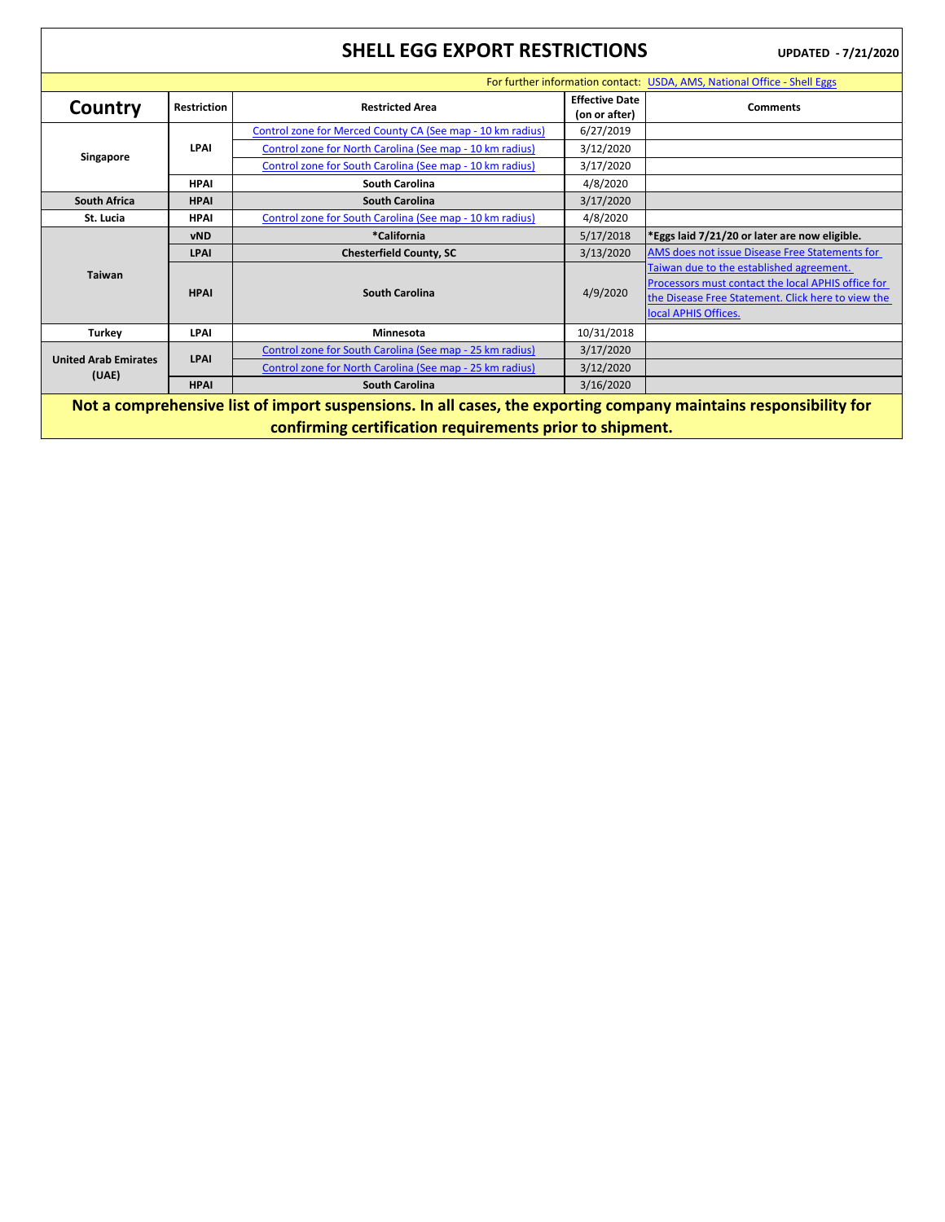# SHELL EGG EXPORT RESTRICTIONS

**UPDATED - 7/21/2020**

For further information contact: USDA, AMS, National Office - Shell Eggs

| Country | Restriction | Restricted Area | Effective Date (on or after) | Comments |
|---|---|---|---|---|
| Singapore | LPAI | Control zone for Merced County CA (See map - 10 km radius) | 6/27/2019 | |
| | | Control zone for North Carolina (See map - 10 km radius) | 3/12/2020 | |
| | | Control zone for South Carolina (See map - 10 km radius) | 3/17/2020 | |
| | HPAI | **South Carolina** | 4/8/2020 | |
| **South Africa** | HPAI | **South Carolina** | 3/17/2020 | |
| **St. Lucia** | HPAI | Control zone for South Carolina (See map - 10 km radius) | 4/8/2020 | |
| Taiwan | vND | ***California** | 5/17/2018 | ***Eggs laid 7/21/20 or later are now eligible.** |
| | LPAI | **Chesterfield County, SC** | 3/13/2020 | AMS does not issue Disease Free Statements for Taiwan due to the established agreement. Processors must contact the local APHIS office for the Disease Free Statement. Click here to view the local APHIS Offices. |
| | HPAI | **South Carolina** | 4/9/2020 | |
| **Turkey** | LPAI | **Minnesota** | 10/31/2018 | |
| United Arab Emirates (UAE) | LPAI | Control zone for South Carolina (See map - 25 km radius) | 3/17/2020 | |
| | | Control zone for North Carolina (See map - 25 km radius) | 3/12/2020 | |
| | HPAI | **South Carolina** | 3/16/2020 | |

**Not a comprehensive list of import suspensions. In all cases, the exporting company maintains responsibility for confirming certification requirements prior to shipment.**